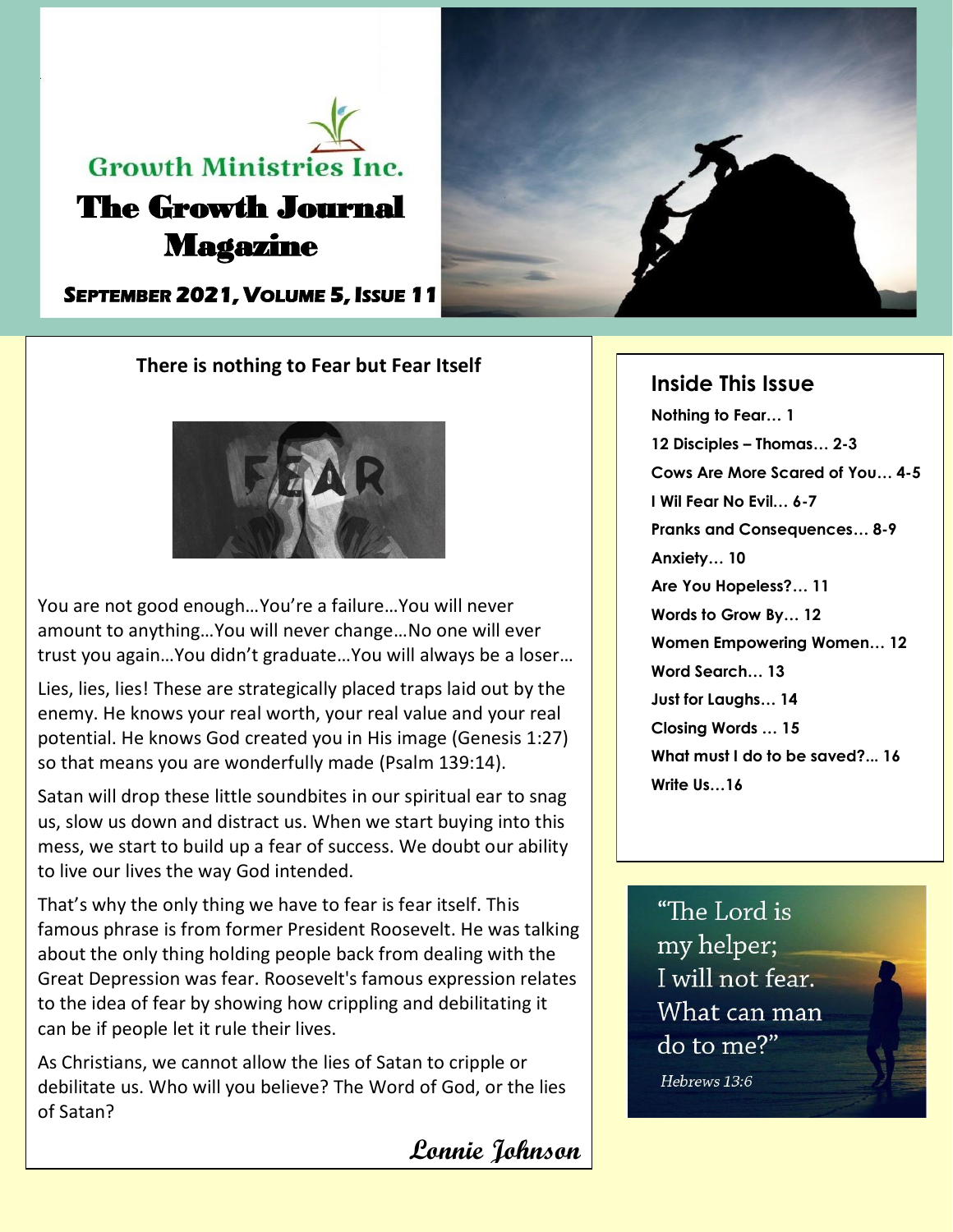Growth Ministries Inc.

# The Growth Journal Magazine

**September 2021, Volume 5, Issue 11**

## There is nothing to Fear but Fear Itself

You are not good enough…You're a failure…You will never amount to anything…You will never change…No one will ever trust you again…You didn't graduate…You will always be a loser…

Lies, lies, lies! These are strategically placed traps laid out by the enemy. He knows your real worth, your real value and your real potential. He knows God created you in His image (Genesis 1:27) so that means you are wonderfully made (Psalm 139:14).

Satan will drop these little soundbites in our spiritual ear to snag us, slow us down and distract us. When we start buying into this mess, we start to build up a fear of success. We doubt our ability to live our lives the way God intended.

That's why the only thing we have to fear is fear itself. This famous phrase is from former President Roosevelt. He was talking about the only thing holding people back from dealing with the Great Depression was fear. Roosevelt's famous expression relates to the idea of fear by showing how crippling and debilitating it can be if people let it rule their lives.

As Christians, we cannot allow the lies of Satan to cripple or debilitate us. Who will you believe? The Word of God, or the lies of Satan?

*Lonnie Johnson*

## Inside This Issue

**Nothing to Fear… 1**
**12 Disciples – Thomas… 2-3**
**Cows Are More Scared of You… 4-5**
**I Wil Fear No Evil… 6-7**
**Pranks and Consequences… 8-9**
**Anxiety… 10**
**Are You Hopeless?… 11**
**Words to Grow By… 12**
**Women Empowering Women… 12**
**Word Search… 13**
**Just for Laughs… 14**
**Closing Words … 15**
**What must I do to be saved?... 16**
**Write Us…16**

"The Lord is my helper; I will not fear. What can man do to me?"

*Hebrews 13:6*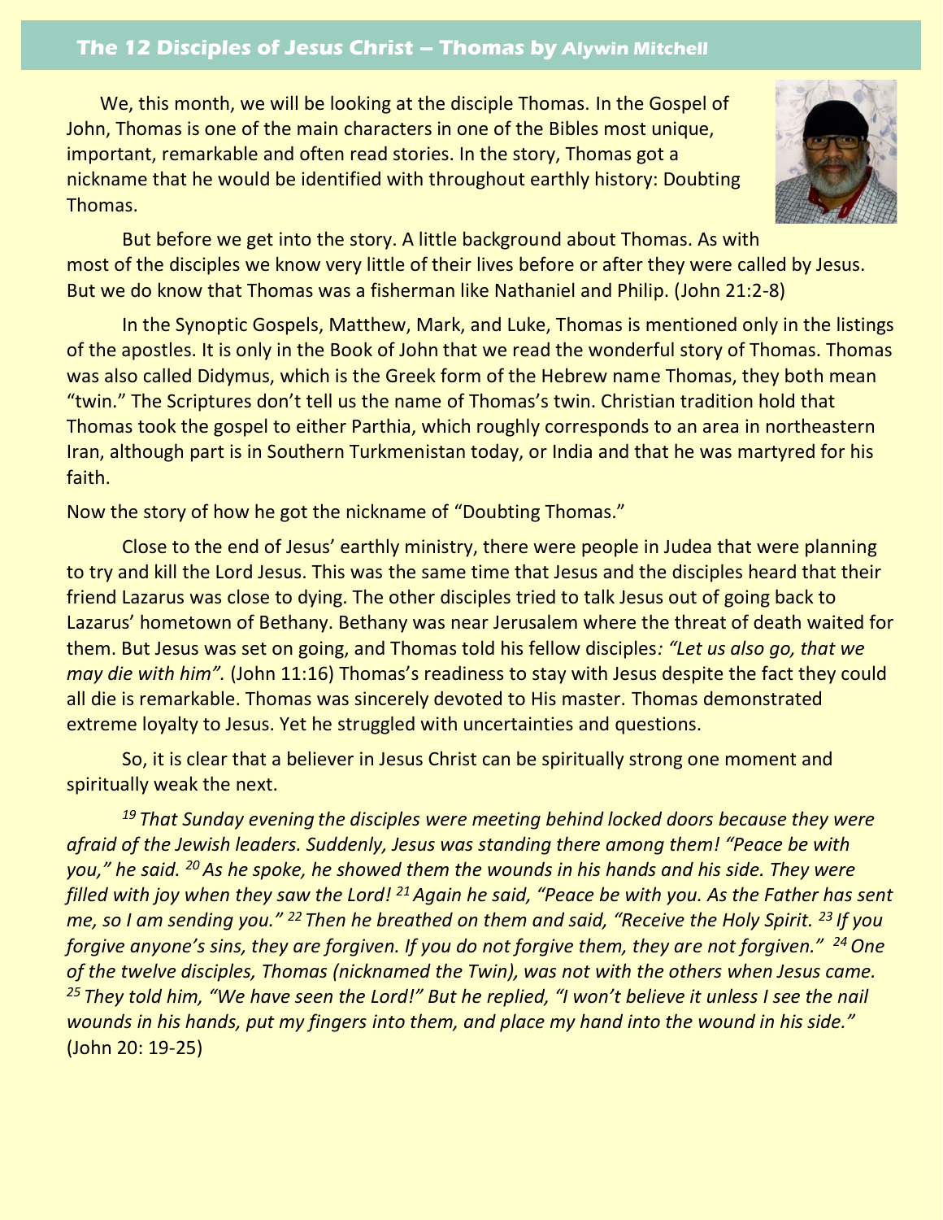## The 12 Disciples of Jesus Christ – Thomas by Alywin Mitchell

We, this month, we will be looking at the disciple Thomas. In the Gospel of John, Thomas is one of the main characters in one of the Bibles most unique, important, remarkable and often read stories. In the story, Thomas got a nickname that he would be identified with throughout earthly history: Doubting Thomas.

But before we get into the story. A little background about Thomas. As with most of the disciples we know very little of their lives before or after they were called by Jesus. But we do know that Thomas was a fisherman like Nathaniel and Philip. (John 21:2-8)

In the Synoptic Gospels, Matthew, Mark, and Luke, Thomas is mentioned only in the listings of the apostles. It is only in the Book of John that we read the wonderful story of Thomas. Thomas was also called Didymus, which is the Greek form of the Hebrew name Thomas, they both mean "twin." The Scriptures don't tell us the name of Thomas's twin. Christian tradition hold that Thomas took the gospel to either Parthia, which roughly corresponds to an area in northeastern Iran, although part is in Southern Turkmenistan today, or India and that he was martyred for his faith.

Now the story of how he got the nickname of "Doubting Thomas."

Close to the end of Jesus' earthly ministry, there were people in Judea that were planning to try and kill the Lord Jesus. This was the same time that Jesus and the disciples heard that their friend Lazarus was close to dying. The other disciples tried to talk Jesus out of going back to Lazarus' hometown of Bethany. Bethany was near Jerusalem where the threat of death waited for them. But Jesus was set on going, and Thomas told his fellow disciples*: "Let us also go, that we may die with him".* (John 11:16) Thomas's readiness to stay with Jesus despite the fact they could all die is remarkable. Thomas was sincerely devoted to His master. Thomas demonstrated extreme loyalty to Jesus. Yet he struggled with uncertainties and questions.

So, it is clear that a believer in Jesus Christ can be spiritually strong one moment and spiritually weak the next.

*[19] That Sunday evening the disciples were meeting behind locked doors because they were afraid of the Jewish leaders. Suddenly, Jesus was standing there among them! "Peace be with you," he said. [20] As he spoke, he showed them the wounds in his hands and his side. They were filled with joy when they saw the Lord! [21] Again he said, "Peace be with you. As the Father has sent me, so I am sending you." [22] Then he breathed on them and said, "Receive the Holy Spirit. [23] If you forgive anyone's sins, they are forgiven. If you do not forgive them, they are not forgiven." [24] One of the twelve disciples, Thomas (nicknamed the Twin), was not with the others when Jesus came. [25] They told him, "We have seen the Lord!" But he replied, "I won't believe it unless I see the nail wounds in his hands, put my fingers into them, and place my hand into the wound in his side."* (John 20: 19-25)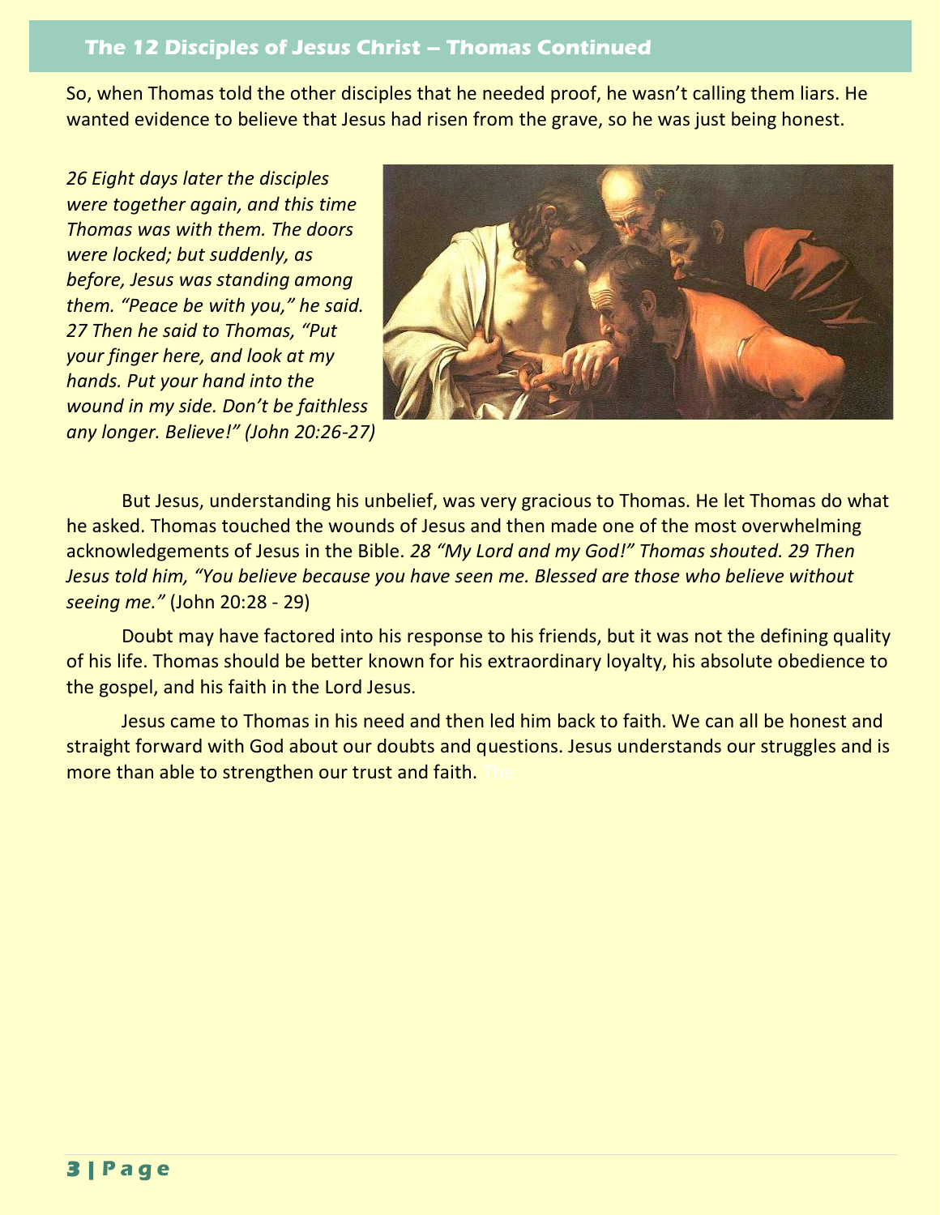## The 12 Disciples of Jesus Christ – Thomas Continued

So, when Thomas told the other disciples that he needed proof, he wasn't calling them liars. He wanted evidence to believe that Jesus had risen from the grave, so he was just being honest.

*26 Eight days later the disciples were together again, and this time Thomas was with them. The doors were locked; but suddenly, as before, Jesus was standing among them. "Peace be with you," he said. 27 Then he said to Thomas, "Put your finger here, and look at my hands. Put your hand into the wound in my side. Don't be faithless any longer. Believe!" (John 20:26-27)*

But Jesus, understanding his unbelief, was very gracious to Thomas. He let Thomas do what he asked. Thomas touched the wounds of Jesus and then made one of the most overwhelming acknowledgements of Jesus in the Bible. *28 "My Lord and my God!" Thomas shouted. 29 Then Jesus told him, "You believe because you have seen me. Blessed are those who believe without seeing me."* (John 20:28 - 29)

Doubt may have factored into his response to his friends, but it was not the defining quality of his life. Thomas should be better known for his extraordinary loyalty, his absolute obedience to the gospel, and his faith in the Lord Jesus.

Jesus came to Thomas in his need and then led him back to faith. We can all be honest and straight forward with God about our doubts and questions. Jesus understands our struggles and is more than able to strengthen our trust and faith.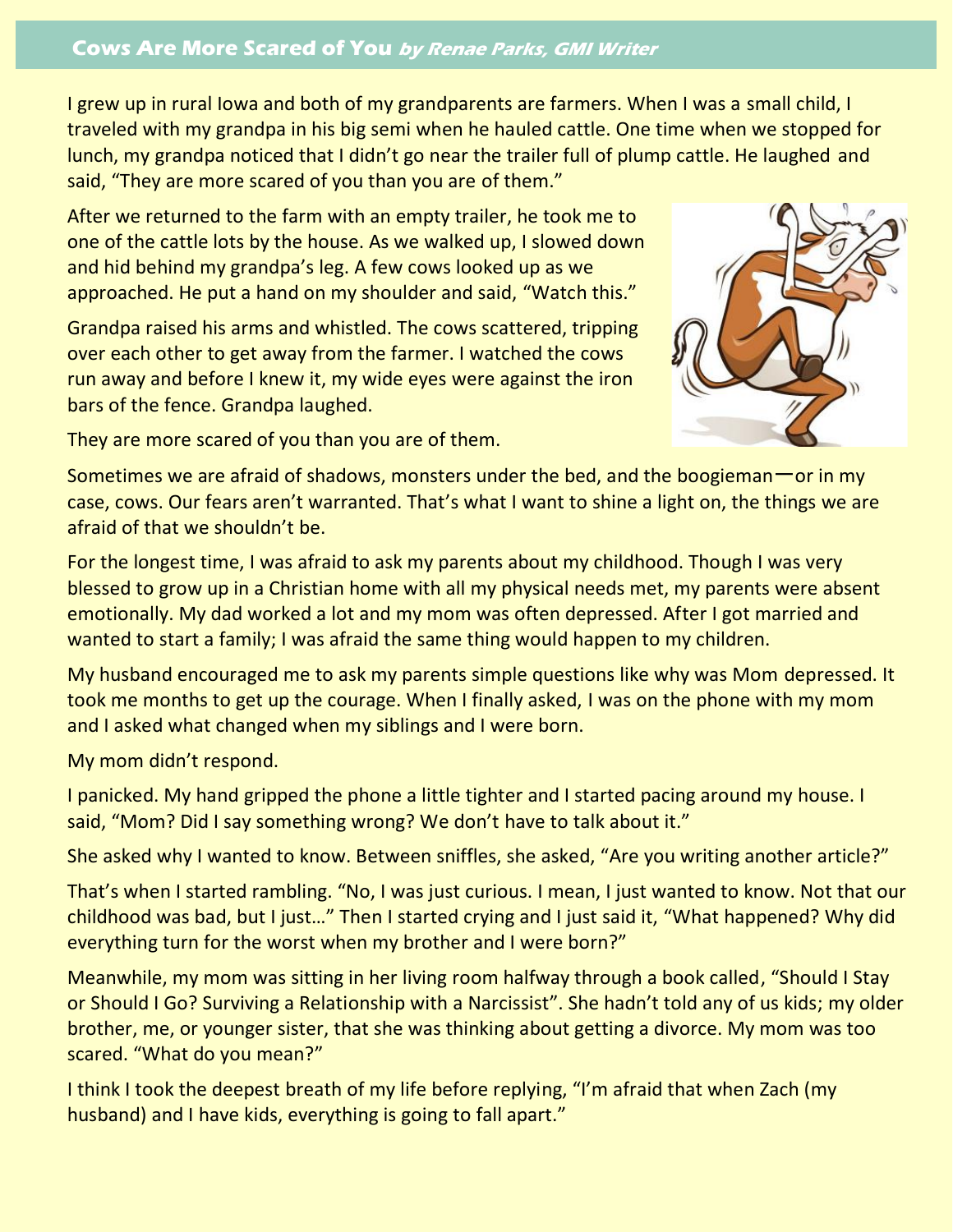## Cows Are More Scared of You *by Renae Parks, GMI Writer*

I grew up in rural Iowa and both of my grandparents are farmers. When I was a small child, I traveled with my grandpa in his big semi when he hauled cattle. One time when we stopped for lunch, my grandpa noticed that I didn't go near the trailer full of plump cattle. He laughed and said, "They are more scared of you than you are of them."

After we returned to the farm with an empty trailer, he took me to one of the cattle lots by the house. As we walked up, I slowed down and hid behind my grandpa's leg. A few cows looked up as we approached. He put a hand on my shoulder and said, "Watch this."

Grandpa raised his arms and whistled. The cows scattered, tripping over each other to get away from the farmer. I watched the cows run away and before I knew it, my wide eyes were against the iron bars of the fence. Grandpa laughed.

They are more scared of you than you are of them.

Sometimes we are afraid of shadows, monsters under the bed, and the boogieman—or in my case, cows. Our fears aren't warranted. That's what I want to shine a light on, the things we are afraid of that we shouldn't be.

For the longest time, I was afraid to ask my parents about my childhood. Though I was very blessed to grow up in a Christian home with all my physical needs met, my parents were absent emotionally. My dad worked a lot and my mom was often depressed. After I got married and wanted to start a family; I was afraid the same thing would happen to my children.

My husband encouraged me to ask my parents simple questions like why was Mom depressed. It took me months to get up the courage. When I finally asked, I was on the phone with my mom and I asked what changed when my siblings and I were born.

My mom didn't respond.

I panicked. My hand gripped the phone a little tighter and I started pacing around my house. I said, "Mom? Did I say something wrong? We don't have to talk about it."

She asked why I wanted to know. Between sniffles, she asked, "Are you writing another article?"

That's when I started rambling. "No, I was just curious. I mean, I just wanted to know. Not that our childhood was bad, but I just…" Then I started crying and I just said it, "What happened? Why did everything turn for the worst when my brother and I were born?"

Meanwhile, my mom was sitting in her living room halfway through a book called, "Should I Stay or Should I Go? Surviving a Relationship with a Narcissist". She hadn't told any of us kids; my older brother, me, or younger sister, that she was thinking about getting a divorce. My mom was too scared. "What do you mean?"

I think I took the deepest breath of my life before replying, "I'm afraid that when Zach (my husband) and I have kids, everything is going to fall apart."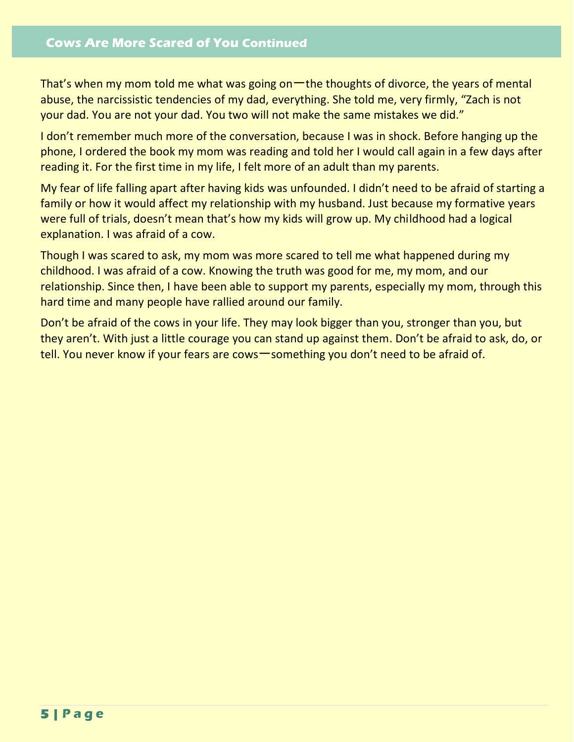## Cows Are More Scared of You Continued

That's when my mom told me what was going on一the thoughts of divorce, the years of mental abuse, the narcissistic tendencies of my dad, everything. She told me, very firmly, "Zach is not your dad. You are not your dad. You two will not make the same mistakes we did."

I don't remember much more of the conversation, because I was in shock. Before hanging up the phone, I ordered the book my mom was reading and told her I would call again in a few days after reading it. For the first time in my life, I felt more of an adult than my parents.

My fear of life falling apart after having kids was unfounded. I didn't need to be afraid of starting a family or how it would affect my relationship with my husband. Just because my formative years were full of trials, doesn't mean that's how my kids will grow up. My childhood had a logical explanation. I was afraid of a cow.

Though I was scared to ask, my mom was more scared to tell me what happened during my childhood. I was afraid of a cow. Knowing the truth was good for me, my mom, and our relationship. Since then, I have been able to support my parents, especially my mom, through this hard time and many people have rallied around our family.

Don't be afraid of the cows in your life. They may look bigger than you, stronger than you, but they aren't. With just a little courage you can stand up against them. Don't be afraid to ask, do, or tell. You never know if your fears are cows一something you don't need to be afraid of.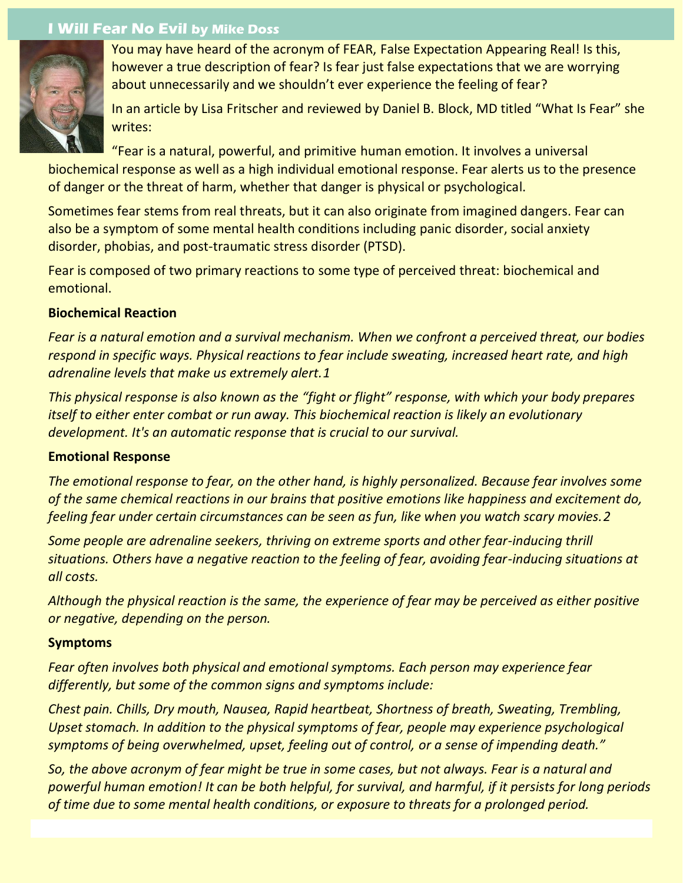## I Will Fear No Evil by Mike Doss

You may have heard of the acronym of FEAR, False Expectation Appearing Real! Is this, however a true description of fear? Is fear just false expectations that we are worrying about unnecessarily and we shouldn't ever experience the feeling of fear?

In an article by Lisa Fritscher and reviewed by Daniel B. Block, MD titled "What Is Fear" she writes:

"Fear is a natural, powerful, and primitive human emotion. It involves a universal biochemical response as well as a high individual emotional response. Fear alerts us to the presence of danger or the threat of harm, whether that danger is physical or psychological.

Sometimes fear stems from real threats, but it can also originate from imagined dangers. Fear can also be a symptom of some mental health conditions including panic disorder, social anxiety disorder, phobias, and post-traumatic stress disorder (PTSD).

Fear is composed of two primary reactions to some type of perceived threat: biochemical and emotional.

**Biochemical Reaction**

*Fear is a natural emotion and a survival mechanism. When we confront a perceived threat, our bodies respond in specific ways. Physical reactions to fear include sweating, increased heart rate, and high adrenaline levels that make us extremely alert.1*

*This physical response is also known as the "fight or flight" response, with which your body prepares itself to either enter combat or run away. This biochemical reaction is likely an evolutionary development. It's an automatic response that is crucial to our survival.*

**Emotional Response**

*The emotional response to fear, on the other hand, is highly personalized. Because fear involves some of the same chemical reactions in our brains that positive emotions like happiness and excitement do, feeling fear under certain circumstances can be seen as fun, like when you watch scary movies.2*

*Some people are adrenaline seekers, thriving on extreme sports and other fear-inducing thrill situations. Others have a negative reaction to the feeling of fear, avoiding fear-inducing situations at all costs.*

*Although the physical reaction is the same, the experience of fear may be perceived as either positive or negative, depending on the person.*

**Symptoms**

*Fear often involves both physical and emotional symptoms. Each person may experience fear differently, but some of the common signs and symptoms include:*

*Chest pain. Chills, Dry mouth, Nausea, Rapid heartbeat, Shortness of breath, Sweating, Trembling, Upset stomach. In addition to the physical symptoms of fear, people may experience psychological symptoms of being overwhelmed, upset, feeling out of control, or a sense of impending death."*

*So, the above acronym of fear might be true in some cases, but not always. Fear is a natural and powerful human emotion! It can be both helpful, for survival, and harmful, if it persists for long periods of time due to some mental health conditions, or exposure to threats for a prolonged period.*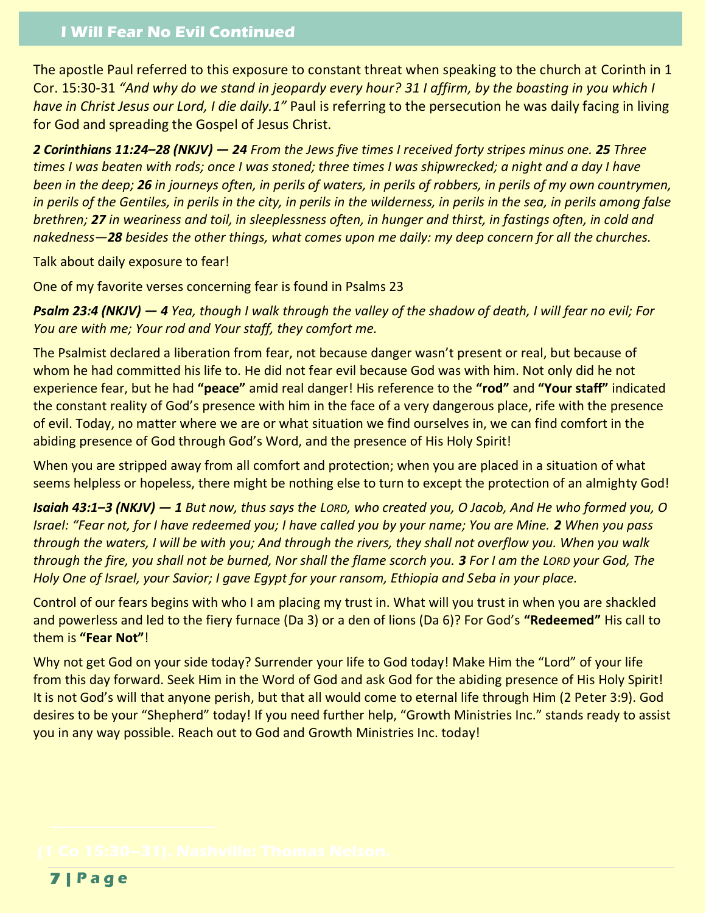## I Will Fear No Evil Continued

The apostle Paul referred to this exposure to constant threat when speaking to the church at Corinth in 1 Cor. 15:30-31 *"And why do we stand in jeopardy every hour? 31 I affirm, by the boasting in you which I have in Christ Jesus our Lord, I die daily.1"* Paul is referring to the persecution he was daily facing in living for God and spreading the Gospel of Jesus Christ.

***2 Corinthians 11:24–28 (NKJV) — 24*** *From the Jews five times I received forty stripes minus one.* ***25*** *Three times I was beaten with rods; once I was stoned; three times I was shipwrecked; a night and a day I have been in the deep;* ***26*** *in journeys often, in perils of waters, in perils of robbers, in perils of my own countrymen, in perils of the Gentiles, in perils in the city, in perils in the wilderness, in perils in the sea, in perils among false brethren;* ***27*** *in weariness and toil, in sleeplessness often, in hunger and thirst, in fastings often, in cold and nakedness—****28*** *besides the other things, what comes upon me daily: my deep concern for all the churches.*

Talk about daily exposure to fear!

One of my favorite verses concerning fear is found in Psalms 23

***Psalm 23:4 (NKJV) — 4*** *Yea, though I walk through the valley of the shadow of death, I will fear no evil; For You are with me; Your rod and Your staff, they comfort me.*

The Psalmist declared a liberation from fear, not because danger wasn't present or real, but because of whom he had committed his life to. He did not fear evil because God was with him. Not only did he not experience fear, but he had **"peace"** amid real danger! His reference to the **"rod"** and **"Your staff"** indicated the constant reality of God's presence with him in the face of a very dangerous place, rife with the presence of evil. Today, no matter where we are or what situation we find ourselves in, we can find comfort in the abiding presence of God through God's Word, and the presence of His Holy Spirit!

When you are stripped away from all comfort and protection; when you are placed in a situation of what seems helpless or hopeless, there might be nothing else to turn to except the protection of an almighty God!

***Isaiah 43:1–3 (NKJV) — 1*** *But now, thus says the LORD, who created you, O Jacob, And He who formed you, O Israel: "Fear not, for I have redeemed you; I have called you by your name; You are Mine.* ***2*** *When you pass through the waters, I will be with you; And through the rivers, they shall not overflow you. When you walk through the fire, you shall not be burned, Nor shall the flame scorch you.* ***3*** *For I am the LORD your God, The Holy One of Israel, your Savior; I gave Egypt for your ransom, Ethiopia and Seba in your place.*

Control of our fears begins with who I am placing my trust in. What will you trust in when you are shackled and powerless and led to the fiery furnace (Da 3) or a den of lions (Da 6)? For God's **"Redeemed"** His call to them is **"Fear Not"**!

Why not get God on your side today? Surrender your life to God today! Make Him the "Lord" of your life from this day forward. Seek Him in the Word of God and ask God for the abiding presence of His Holy Spirit! It is not God's will that anyone perish, but that all would come to eternal life through Him (2 Peter 3:9). God desires to be your "Shepherd" today! If you need further help, "Growth Ministries Inc." stands ready to assist you in any way possible. Reach out to God and Growth Ministries Inc. today!

(1 Co 15:30–31). Nashville: Thomas Nelson.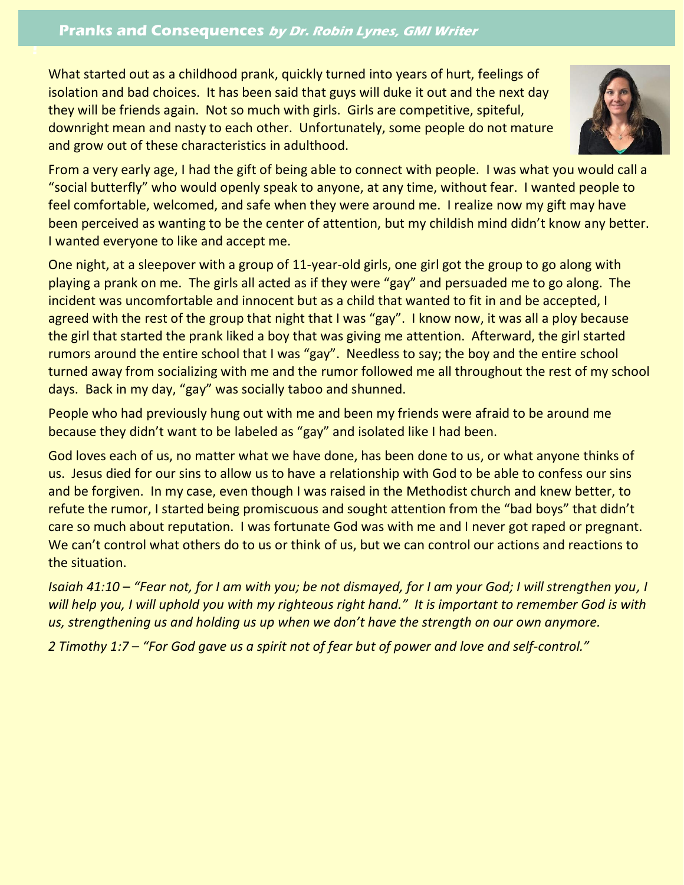## **Pranks and Consequences** ***by Dr. Robin Lynes, GMI Writer***

What started out as a childhood prank, quickly turned into years of hurt, feelings of isolation and bad choices. It has been said that guys will duke it out and the next day they will be friends again. Not so much with girls. Girls are competitive, spiteful, downright mean and nasty to each other. Unfortunately, some people do not mature and grow out of these characteristics in adulthood.

From a very early age, I had the gift of being able to connect with people. I was what you would call a "social butterfly" who would openly speak to anyone, at any time, without fear. I wanted people to feel comfortable, welcomed, and safe when they were around me. I realize now my gift may have been perceived as wanting to be the center of attention, but my childish mind didn't know any better. I wanted everyone to like and accept me.

One night, at a sleepover with a group of 11-year-old girls, one girl got the group to go along with playing a prank on me. The girls all acted as if they were "gay" and persuaded me to go along. The incident was uncomfortable and innocent but as a child that wanted to fit in and be accepted, I agreed with the rest of the group that night that I was "gay". I know now, it was all a ploy because the girl that started the prank liked a boy that was giving me attention. Afterward, the girl started rumors around the entire school that I was "gay". Needless to say; the boy and the entire school turned away from socializing with me and the rumor followed me all throughout the rest of my school days. Back in my day, "gay" was socially taboo and shunned.

People who had previously hung out with me and been my friends were afraid to be around me because they didn't want to be labeled as "gay" and isolated like I had been.

God loves each of us, no matter what we have done, has been done to us, or what anyone thinks of us. Jesus died for our sins to allow us to have a relationship with God to be able to confess our sins and be forgiven. In my case, even though I was raised in the Methodist church and knew better, to refute the rumor, I started being promiscuous and sought attention from the "bad boys" that didn't care so much about reputation. I was fortunate God was with me and I never got raped or pregnant. We can't control what others do to us or think of us, but we can control our actions and reactions to the situation.

*Isaiah 41:10 – "Fear not, for I am with you; be not dismayed, for I am your God; I will strengthen you, I will help you, I will uphold you with my righteous right hand." It is important to remember God is with us, strengthening us and holding us up when we don't have the strength on our own anymore.*

*2 Timothy 1:7 – "For God gave us a spirit not of fear but of power and love and self-control."*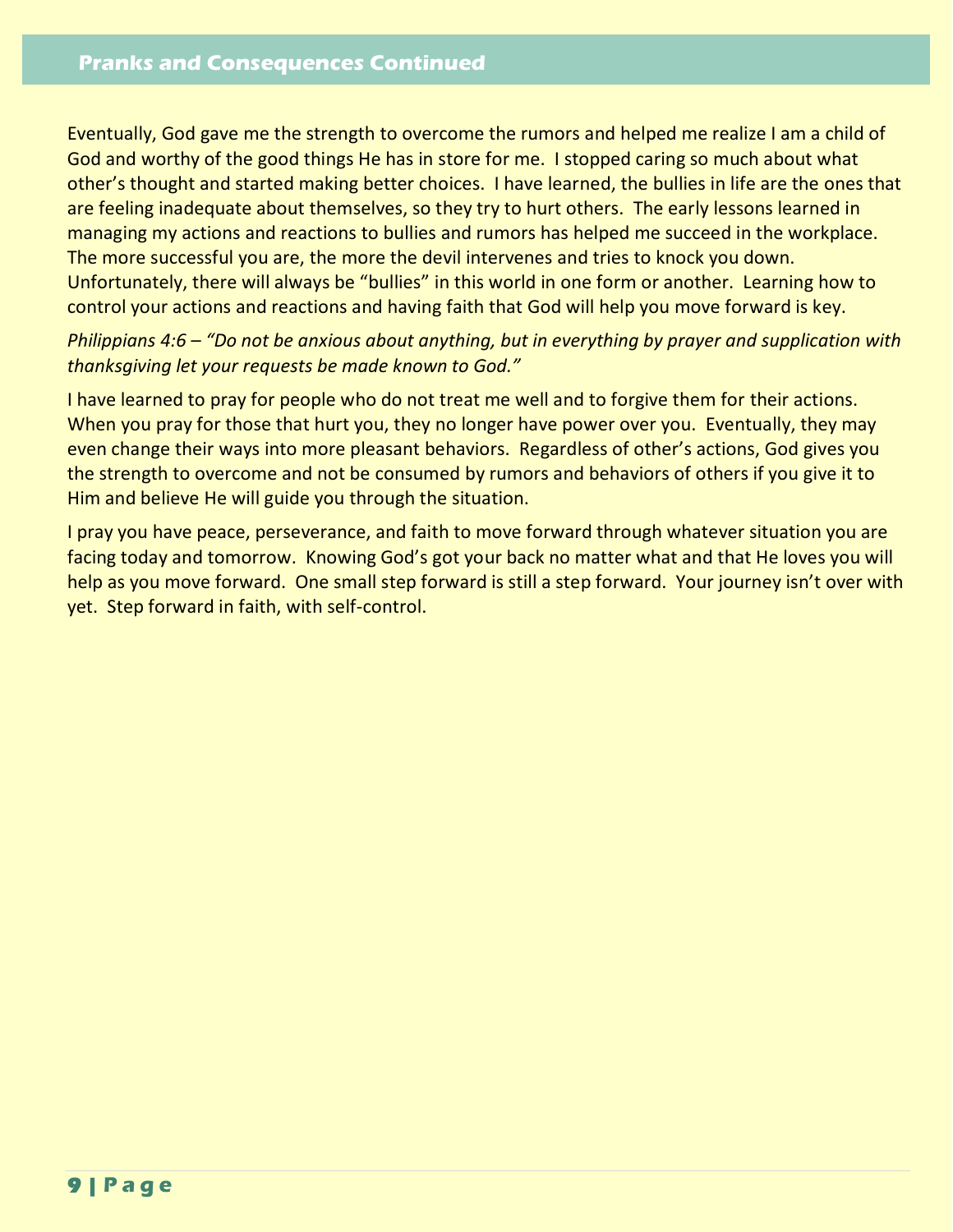## Pranks and Consequences Continued

Eventually, God gave me the strength to overcome the rumors and helped me realize I am a child of God and worthy of the good things He has in store for me. I stopped caring so much about what other's thought and started making better choices. I have learned, the bullies in life are the ones that are feeling inadequate about themselves, so they try to hurt others. The early lessons learned in managing my actions and reactions to bullies and rumors has helped me succeed in the workplace. The more successful you are, the more the devil intervenes and tries to knock you down. Unfortunately, there will always be "bullies" in this world in one form or another. Learning how to control your actions and reactions and having faith that God will help you move forward is key.

*Philippians 4:6 – "Do not be anxious about anything, but in everything by prayer and supplication with thanksgiving let your requests be made known to God."*

I have learned to pray for people who do not treat me well and to forgive them for their actions. When you pray for those that hurt you, they no longer have power over you. Eventually, they may even change their ways into more pleasant behaviors. Regardless of other's actions, God gives you the strength to overcome and not be consumed by rumors and behaviors of others if you give it to Him and believe He will guide you through the situation.

I pray you have peace, perseverance, and faith to move forward through whatever situation you are facing today and tomorrow. Knowing God's got your back no matter what and that He loves you will help as you move forward. One small step forward is still a step forward. Your journey isn't over with yet. Step forward in faith, with self-control.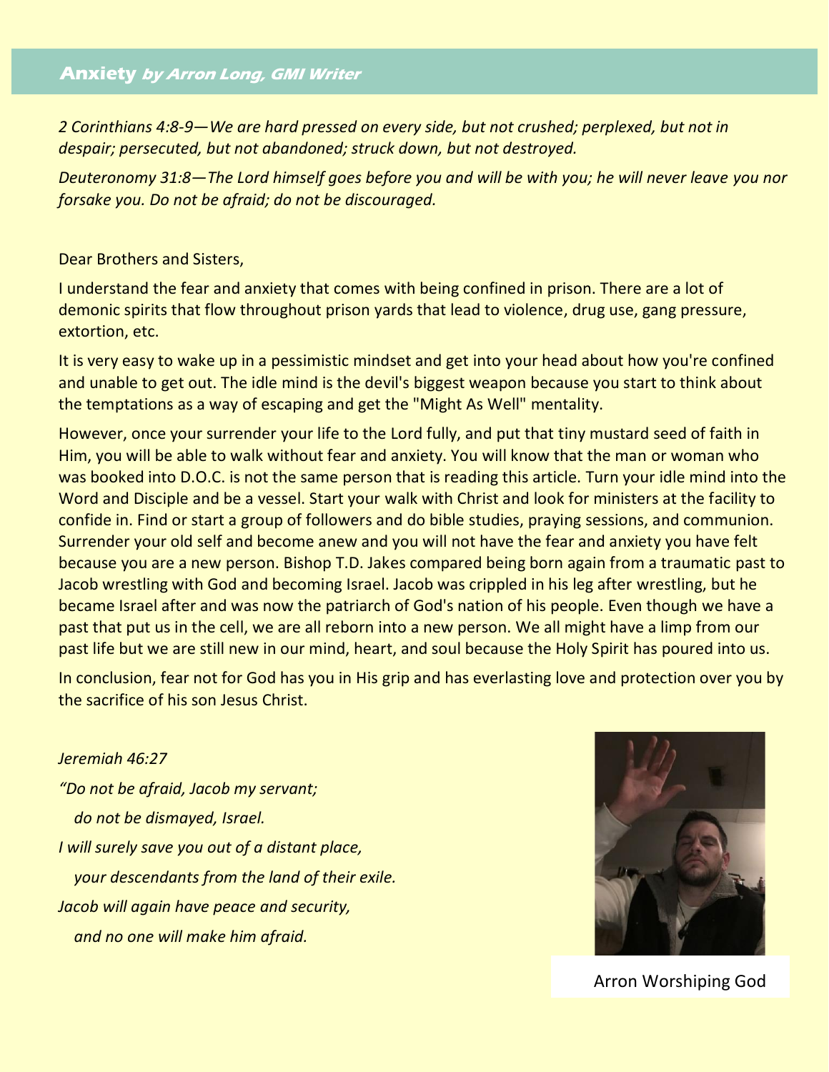## **Anxiety** ***by Arron Long, GMI Writer***

*2 Corinthians 4:8-9—We are hard pressed on every side, but not crushed; perplexed, but not in despair; persecuted, but not abandoned; struck down, but not destroyed.*

*Deuteronomy 31:8—The Lord himself goes before you and will be with you; he will never leave you nor forsake you. Do not be afraid; do not be discouraged.*

Dear Brothers and Sisters,

I understand the fear and anxiety that comes with being confined in prison. There are a lot of demonic spirits that flow throughout prison yards that lead to violence, drug use, gang pressure, extortion, etc.

It is very easy to wake up in a pessimistic mindset and get into your head about how you're confined and unable to get out. The idle mind is the devil's biggest weapon because you start to think about the temptations as a way of escaping and get the "Might As Well" mentality.

However, once your surrender your life to the Lord fully, and put that tiny mustard seed of faith in Him, you will be able to walk without fear and anxiety. You will know that the man or woman who was booked into D.O.C. is not the same person that is reading this article. Turn your idle mind into the Word and Disciple and be a vessel. Start your walk with Christ and look for ministers at the facility to confide in. Find or start a group of followers and do bible studies, praying sessions, and communion. Surrender your old self and become anew and you will not have the fear and anxiety you have felt because you are a new person. Bishop T.D. Jakes compared being born again from a traumatic past to Jacob wrestling with God and becoming Israel. Jacob was crippled in his leg after wrestling, but he became Israel after and was now the patriarch of God's nation of his people. Even though we have a past that put us in the cell, we are all reborn into a new person. We all might have a limp from our past life but we are still new in our mind, heart, and soul because the Holy Spirit has poured into us.

In conclusion, fear not for God has you in His grip and has everlasting love and protection over you by the sacrifice of his son Jesus Christ.

*Jeremiah 46:27*

*"Do not be afraid, Jacob my servant;*
*do not be dismayed, Israel.*
*I will surely save you out of a distant place,*
*your descendants from the land of their exile.*
*Jacob will again have peace and security,*
*and no one will make him afraid.*

Arron Worshiping God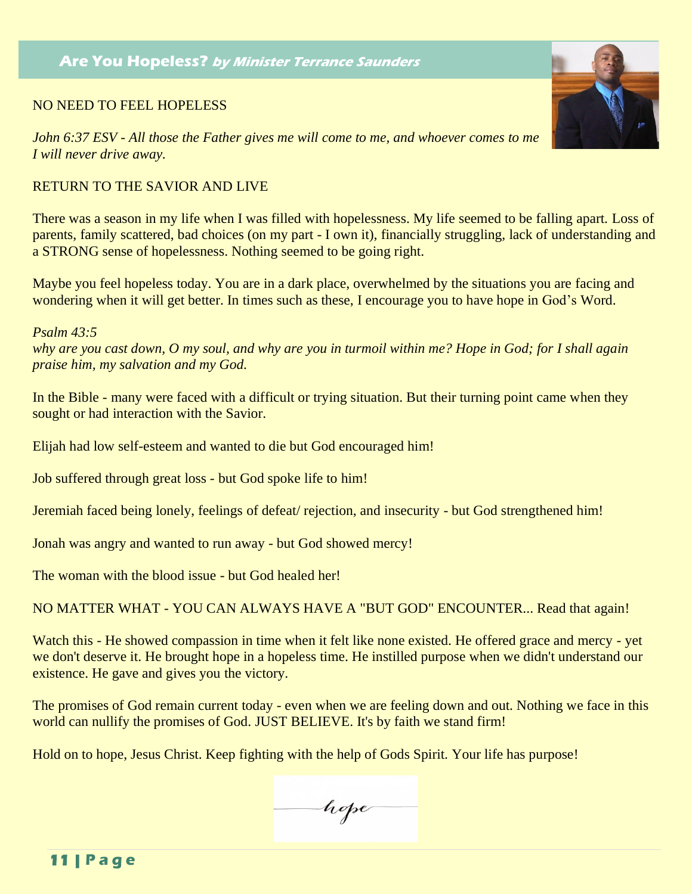## Are You Hopeless? *by Minister Terrance Saunders*

NO NEED TO FEEL HOPELESS

*John 6:37 ESV - All those the Father gives me will come to me, and whoever comes to me I will never drive away.*

RETURN TO THE SAVIOR AND LIVE

There was a season in my life when I was filled with hopelessness. My life seemed to be falling apart. Loss of parents, family scattered, bad choices (on my part - I own it), financially struggling, lack of understanding and a STRONG sense of hopelessness. Nothing seemed to be going right.

Maybe you feel hopeless today. You are in a dark place, overwhelmed by the situations you are facing and wondering when it will get better. In times such as these, I encourage you to have hope in God's Word.

*Psalm 43:5*
*why are you cast down, O my soul, and why are you in turmoil within me? Hope in God; for I shall again praise him, my salvation and my God.*

In the Bible - many were faced with a difficult or trying situation. But their turning point came when they sought or had interaction with the Savior.

Elijah had low self-esteem and wanted to die but God encouraged him!

Job suffered through great loss - but God spoke life to him!

Jeremiah faced being lonely, feelings of defeat/ rejection, and insecurity - but God strengthened him!

Jonah was angry and wanted to run away - but God showed mercy!

The woman with the blood issue - but God healed her!

NO MATTER WHAT - YOU CAN ALWAYS HAVE A "BUT GOD" ENCOUNTER... Read that again!

Watch this - He showed compassion in time when it felt like none existed. He offered grace and mercy - yet we don't deserve it. He brought hope in a hopeless time. He instilled purpose when we didn't understand our existence. He gave and gives you the victory.

The promises of God remain current today - even when we are feeling down and out. Nothing we face in this world can nullify the promises of God. JUST BELIEVE. It's by faith we stand firm!

Hold on to hope, Jesus Christ. Keep fighting with the help of Gods Spirit. Your life has purpose!

*hope*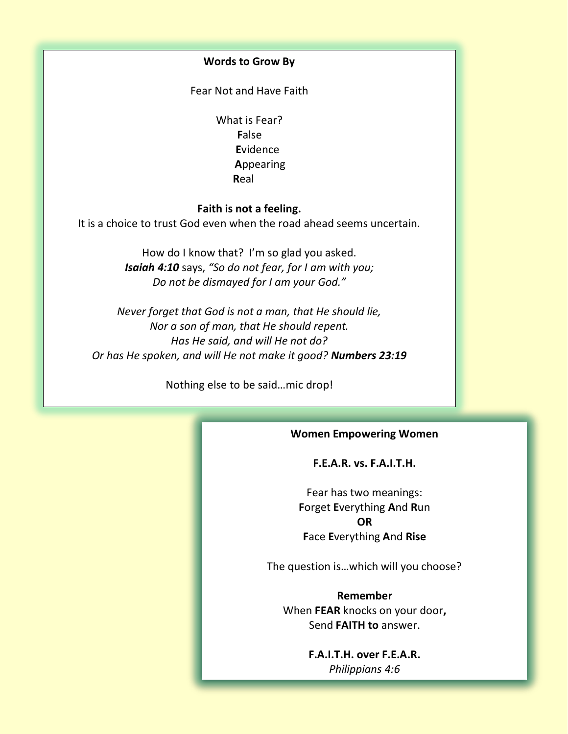## Words to Grow By

Fear Not and Have Faith

What is Fear?
**F**alse
**E**vidence
**A**ppearing
**R**eal

**Faith is not a feeling.**
It is a choice to trust God even when the road ahead seems uncertain.

How do I know that? I'm so glad you asked.
***Isaiah 4:10*** says, *"So do not fear, for I am with you;*
*Do not be dismayed for I am your God."*

*Never forget that God is not a man, that He should lie,*
*Nor a son of man, that He should repent.*
*Has He said, and will He not do?*
*Or has He spoken, and will He not make it good?* ***Numbers 23:19***

Nothing else to be said…mic drop!

## Women Empowering Women

**F.E.A.R. vs. F.A.I.T.H.**

Fear has two meanings:
**F**orget **E**verything **A**nd **R**un
**OR**
**F**ace **E**verything **A**nd **Rise**

The question is…which will you choose?

**Remember**
When **FEAR** knocks on your door**,**
Send **FAITH to** answer.

**F.A.I.T.H. over F.E.A.R.**
*Philippians 4:6*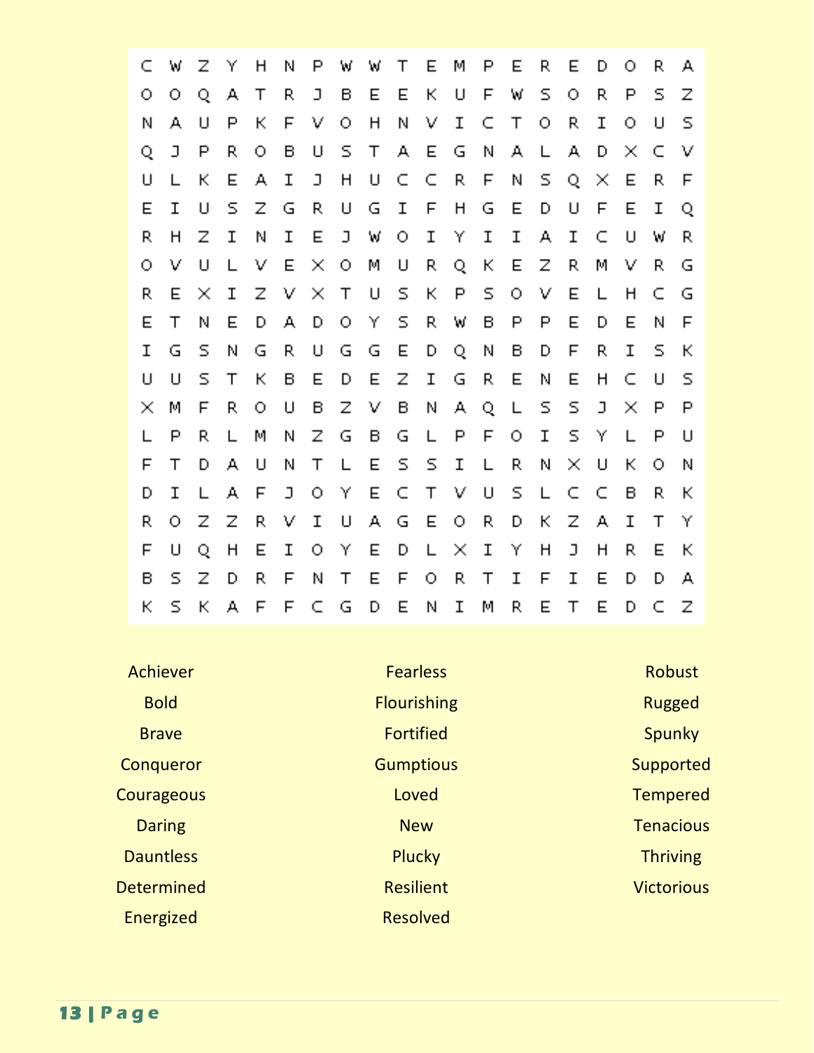```
C W Z Y H N P W W T E M P E R E D O R A
O O Q A T R J B E E K U F W S O R P S Z
N A U P K F V O H N V I C T O R I O U S
Q J P R O B U S T A E G N A L A D X C V
U L K E A I J H U C C R F N S Q X E R F
E I U S Z G R U G I F H G E D U F E I Q
R H Z I N I E J W O I Y I I A I C U W R
O V U L V E X O M U R Q K E Z R M V R G
R E X I Z V X T U S K P S O V E L H C G
E T N E D A D O Y S R W B P P E D E N F
I G S N G R U G G E D Q N B D F R I S K
U U S T K B E D E Z I G R E N E H C U S
X M F R O U B Z V B N A Q L S S J X P P
L P R L M N Z G B G L P F O I S Y L P U
F T D A U N T L E S S I L R N X U K O N
D I L A F J O Y E C T V U S L C C B R K
R O Z Z R V I U A G E O R D K Z A I T Y
F U Q H E I O Y E D L X I Y H J H R E K
B S Z D R F N T E F O R T I F I E D D A
K S K A F F C G D E N I M R E T E D C Z
```

| | | |
|---|---|---|
| Achiever | Fearless | Robust |
| Bold | Flourishing | Rugged |
| Brave | Fortified | Spunky |
| Conqueror | Gumptious | Supported |
| Courageous | Loved | Tempered |
| Daring | New | Tenacious |
| Dauntless | Plucky | Thriving |
| Determined | Resilient | Victorious |
| Energized | Resolved | |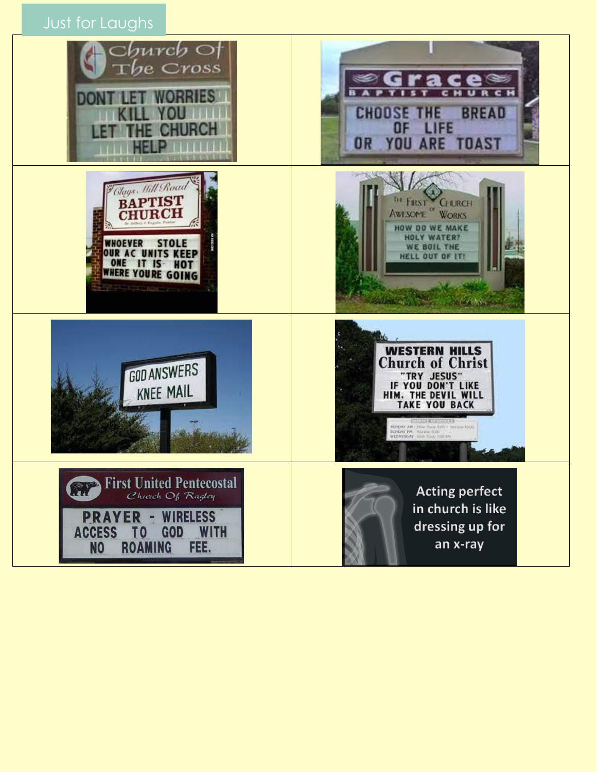## Just for Laughs

| | |
|---|---|
| Church of The Cross — DONT LET WORRIES KILL YOU LET THE CHURCH HELP | Grace Baptist Church — CHOOSE THE BREAD OF LIFE OR YOU ARE TOAST |
| Clays Mill Road Baptist Church — WHOEVER STOLE OUR AC UNITS KEEP ONE IT IS HOT WHERE YOURE GOING | The First Church of Awesome Works — HOW DO WE MAKE HOLY WATER? WE BOIL THE HELL OUT OF IT! |
| GOD ANSWERS KNEE MAIL | Western Hills Church of Christ — "TRY JESUS" IF YOU DON'T LIKE HIM, THE DEVIL WILL TAKE YOU BACK |
| First United Pentecostal Church Of Ragley — PRAYER - WIRELESS ACCESS TO GOD WITH NO ROAMING FEE. | Acting perfect in church is like dressing up for an x-ray |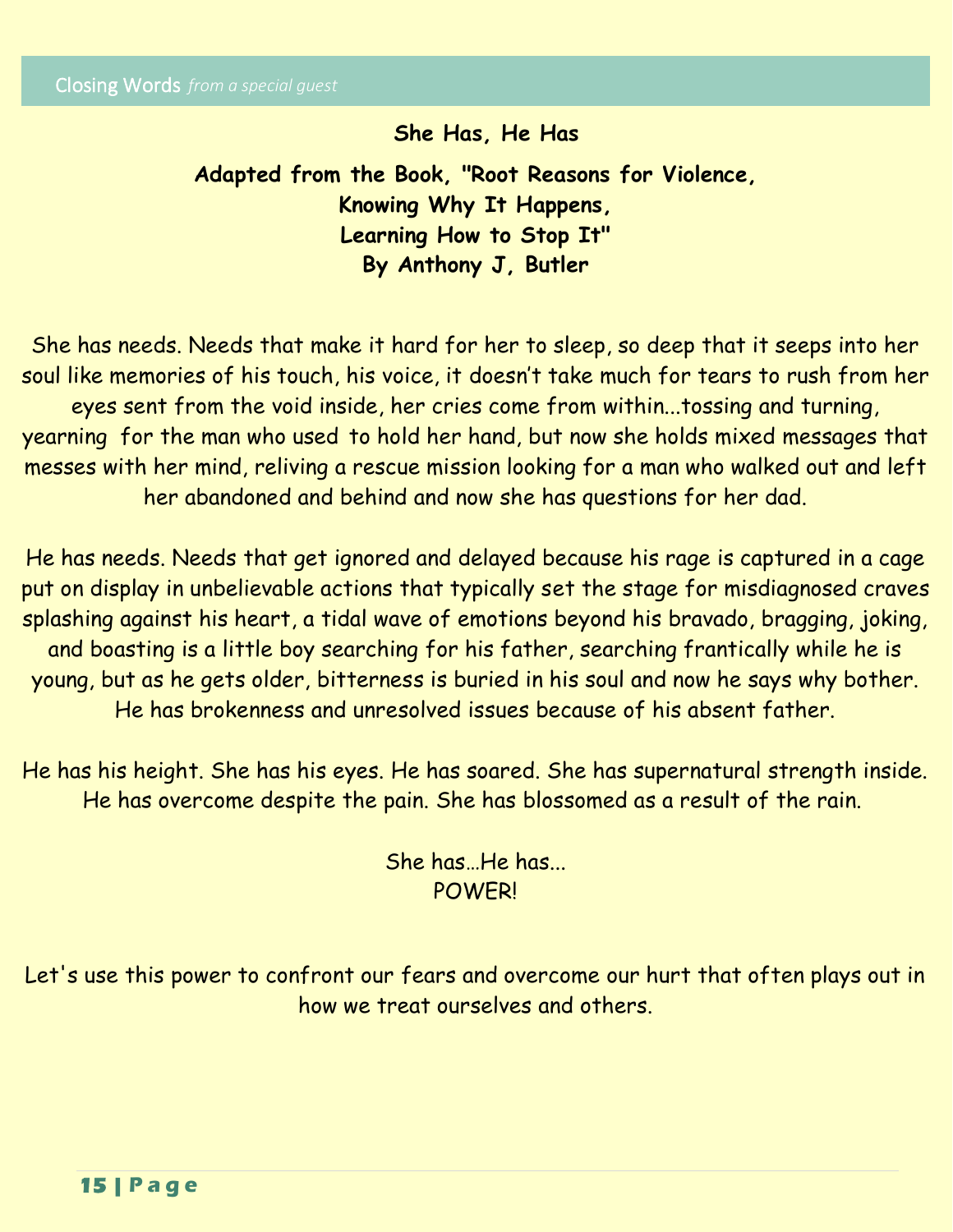Closing Words *from a special guest*

**She Has, He Has**

**Adapted from the Book, "Root Reasons for Violence, Knowing Why It Happens, Learning How to Stop It" By Anthony J, Butler**

She has needs. Needs that make it hard for her to sleep, so deep that it seeps into her soul like memories of his touch, his voice, it doesn't take much for tears to rush from her eyes sent from the void inside, her cries come from within...tossing and turning, yearning for the man who used to hold her hand, but now she holds mixed messages that messes with her mind, reliving a rescue mission looking for a man who walked out and left her abandoned and behind and now she has questions for her dad.

He has needs. Needs that get ignored and delayed because his rage is captured in a cage put on display in unbelievable actions that typically set the stage for misdiagnosed craves splashing against his heart, a tidal wave of emotions beyond his bravado, bragging, joking, and boasting is a little boy searching for his father, searching frantically while he is young, but as he gets older, bitterness is buried in his soul and now he says why bother. He has brokenness and unresolved issues because of his absent father.

He has his height. She has his eyes. He has soared. She has supernatural strength inside. He has overcome despite the pain. She has blossomed as a result of the rain.

She has…He has...
POWER!

Let's use this power to confront our fears and overcome our hurt that often plays out in how we treat ourselves and others.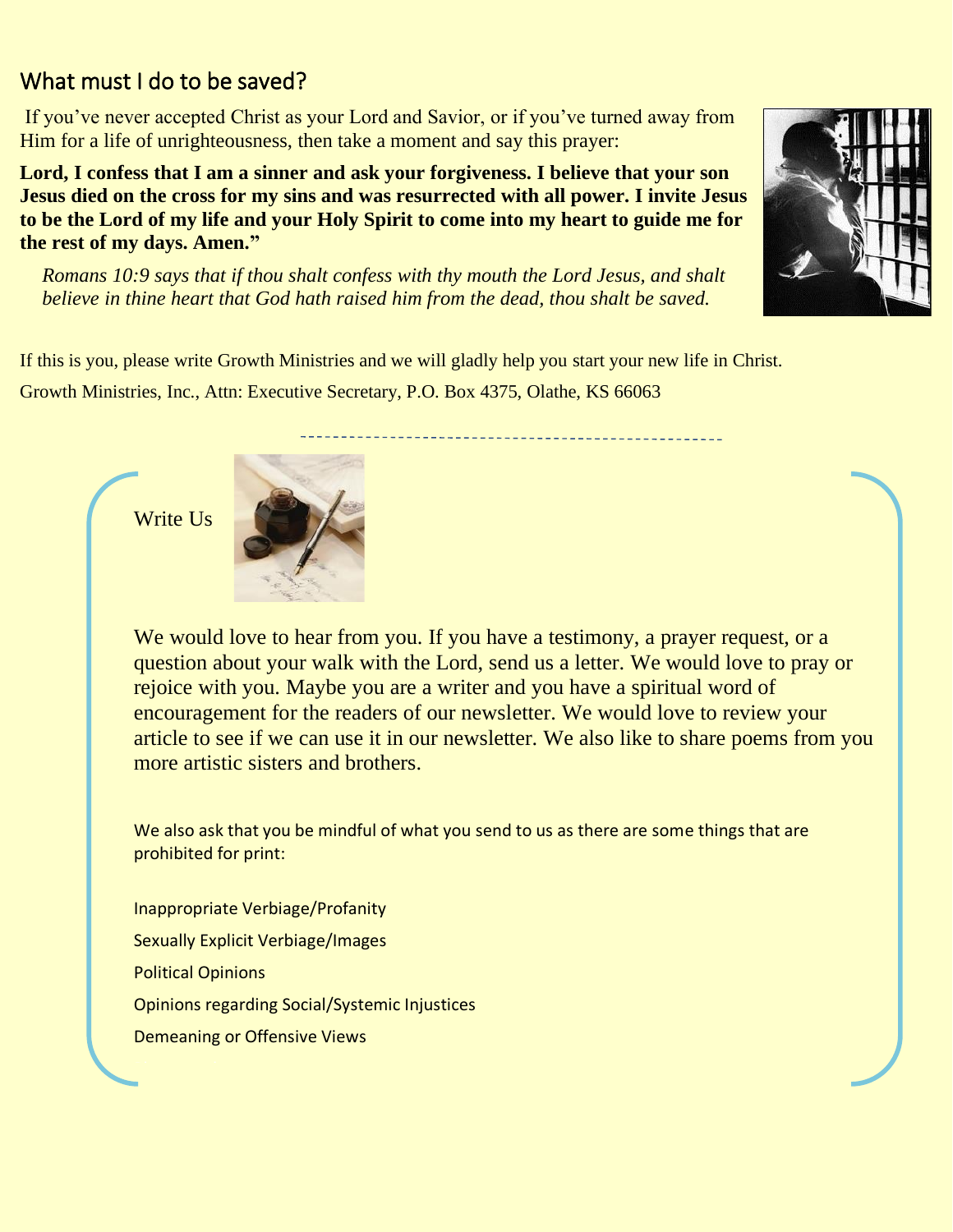## What must I do to be saved?

If you've never accepted Christ as your Lord and Savior, or if you've turned away from Him for a life of unrighteousness, then take a moment and say this prayer:

**Lord, I confess that I am a sinner and ask your forgiveness. I believe that your son Jesus died on the cross for my sins and was resurrected with all power. I invite Jesus to be the Lord of my life and your Holy Spirit to come into my heart to guide me for the rest of my days. Amen."**

*Romans 10:9 says that if thou shalt confess with thy mouth the Lord Jesus, and shalt believe in thine heart that God hath raised him from the dead, thou shalt be saved.*

If this is you, please write Growth Ministries and we will gladly help you start your new life in Christ.

Growth Ministries, Inc., Attn: Executive Secretary, P.O. Box 4375, Olathe, KS 66063

Write Us

We would love to hear from you. If you have a testimony, a prayer request, or a question about your walk with the Lord, send us a letter. We would love to pray or rejoice with you. Maybe you are a writer and you have a spiritual word of encouragement for the readers of our newsletter. We would love to review your article to see if we can use it in our newsletter. We also like to share poems from you more artistic sisters and brothers.

We also ask that you be mindful of what you send to us as there are some things that are prohibited for print:

Inappropriate Verbiage/Profanity

Sexually Explicit Verbiage/Images

Political Opinions

Opinions regarding Social/Systemic Injustices

Demeaning or Offensive Views